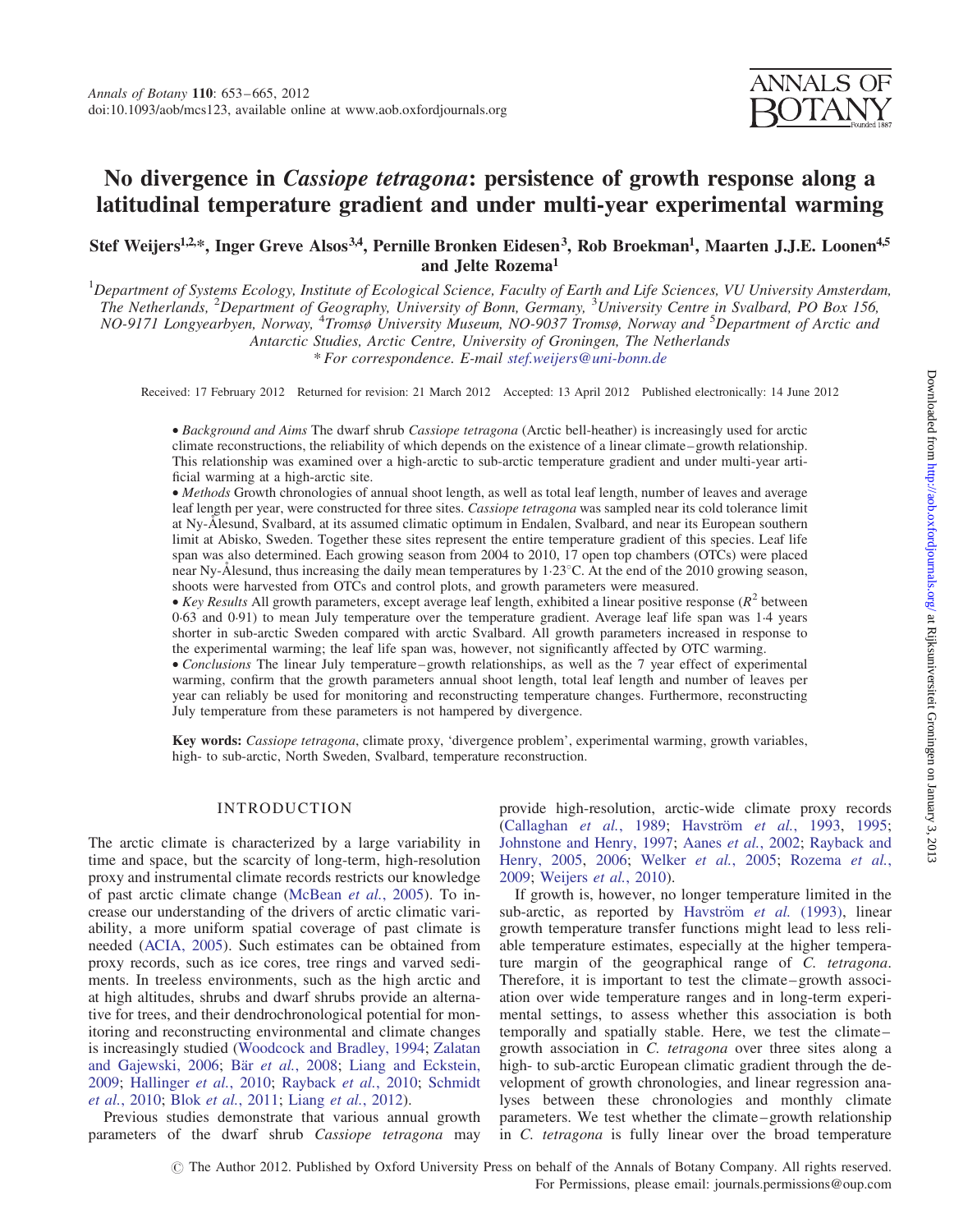# No divergence in *Cassiope tetragona*: persistence of growth response along a latitudinal temperature gradient and under multi-year experimental warming

**Stef Weijers[1,2,*], Inger Greve Alsos[3,4], Pernille Bronken Eidesen[3], Rob Broekman[1], Maarten J.J.E. Loonen[4,5] and Jelte Rozema[1]**

[1]Department of Systems Ecology, Institute of Ecological Science, Faculty of Earth and Life Sciences, VU University Amsterdam, The Netherlands, [2]Department of Geography, University of Bonn, Germany, [3]University Centre in Svalbard, PO Box 156, NO-9171 Longyearbyen, Norway, [4]Tromsø University Museum, NO-9037 Tromsø, Norway and [5]Department of Arctic and Antarctic Studies, Arctic Centre, University of Groningen, The Netherlands

*For correspondence. E-mail stef.weijers@uni-bonn.de

Received: 17 February 2012 Returned for revision: 21 March 2012 Accepted: 13 April 2012 Published electronically: 14 June 2012

- *Background and Aims* The dwarf shrub *Cassiope tetragona* (Arctic bell-heather) is increasingly used for arctic climate reconstructions, the reliability of which depends on the existence of a linear climate–growth relationship. This relationship was examined over a high-arctic to sub-arctic temperature gradient and under multi-year artificial warming at a high-arctic site.
- *Methods* Growth chronologies of annual shoot length, as well as total leaf length, number of leaves and average leaf length per year, were constructed for three sites. *Cassiope tetragona* was sampled near its cold tolerance limit at Ny-Ålesund, Svalbard, at its assumed climatic optimum in Endalen, Svalbard, and near its European southern limit at Abisko, Sweden. Together these sites represent the entire temperature gradient of this species. Leaf life span was also determined. Each growing season from 2004 to 2010, 17 open top chambers (OTCs) were placed near Ny-Ålesund, thus increasing the daily mean temperatures by 1·23°C. At the end of the 2010 growing season, shoots were harvested from OTCs and control plots, and growth parameters were measured.
- *Key Results* All growth parameters, except average leaf length, exhibited a linear positive response ($R^2$ between 0·63 and 0·91) to mean July temperature over the temperature gradient. Average leaf life span was 1·4 years shorter in sub-arctic Sweden compared with arctic Svalbard. All growth parameters increased in response to the experimental warming; the leaf life span was, however, not significantly affected by OTC warming.
- *Conclusions* The linear July temperature–growth relationships, as well as the 7 year effect of experimental warming, confirm that the growth parameters annual shoot length, total leaf length and number of leaves per year can reliably be used for monitoring and reconstructing temperature changes. Furthermore, reconstructing July temperature from these parameters is not hampered by divergence.

**Key words:** *Cassiope tetragona*, climate proxy, 'divergence problem', experimental warming, growth variables, high- to sub-arctic, North Sweden, Svalbard, temperature reconstruction.

## INTRODUCTION

The arctic climate is characterized by a large variability in time and space, but the scarcity of long-term, high-resolution proxy and instrumental climate records restricts our knowledge of past arctic climate change (McBean *et al.*, 2005). To increase our understanding of the drivers of arctic climatic variability, a more uniform spatial coverage of past climate is needed (ACIA, 2005). Such estimates can be obtained from proxy records, such as ice cores, tree rings and varved sediments. In treeless environments, such as the high arctic and at high altitudes, shrubs and dwarf shrubs provide an alternative for trees, and their dendrochronological potential for monitoring and reconstructing environmental and climate changes is increasingly studied (Woodcock and Bradley, 1994; Zalatan and Gajewski, 2006; Bär *et al.*, 2008; Liang and Eckstein, 2009; Hallinger *et al.*, 2010; Rayback *et al.*, 2010; Schmidt *et al.*, 2010; Blok *et al.*, 2011; Liang *et al.*, 2012).

Previous studies demonstrate that various annual growth parameters of the dwarf shrub *Cassiope tetragona* may provide high-resolution, arctic-wide climate proxy records (Callaghan *et al.*, 1989; Havström *et al.*, 1993, 1995; Johnstone and Henry, 1997; Aanes *et al.*, 2002; Rayback and Henry, 2005, 2006; Welker *et al.*, 2005; Rozema *et al.*, 2009; Weijers *et al.*, 2010).

If growth is, however, no longer temperature limited in the sub-arctic, as reported by Havström *et al.* (1993), linear growth temperature transfer functions might lead to less reliable temperature estimates, especially at the higher temperature margin of the geographical range of *C. tetragona*. Therefore, it is important to test the climate–growth association over wide temperature ranges and in long-term experimental settings, to assess whether this association is both temporally and spatially stable. Here, we test the climate–growth association in *C. tetragona* over three sites along a high- to sub-arctic European climatic gradient through the development of growth chronologies, and linear regression analyses between these chronologies and monthly climate parameters. We test whether the climate–growth relationship in *C. tetragona* is fully linear over the broad temperature

© The Author 2012. Published by Oxford University Press on behalf of the Annals of Botany Company. All rights reserved. For Permissions, please email: journals.permissions@oup.com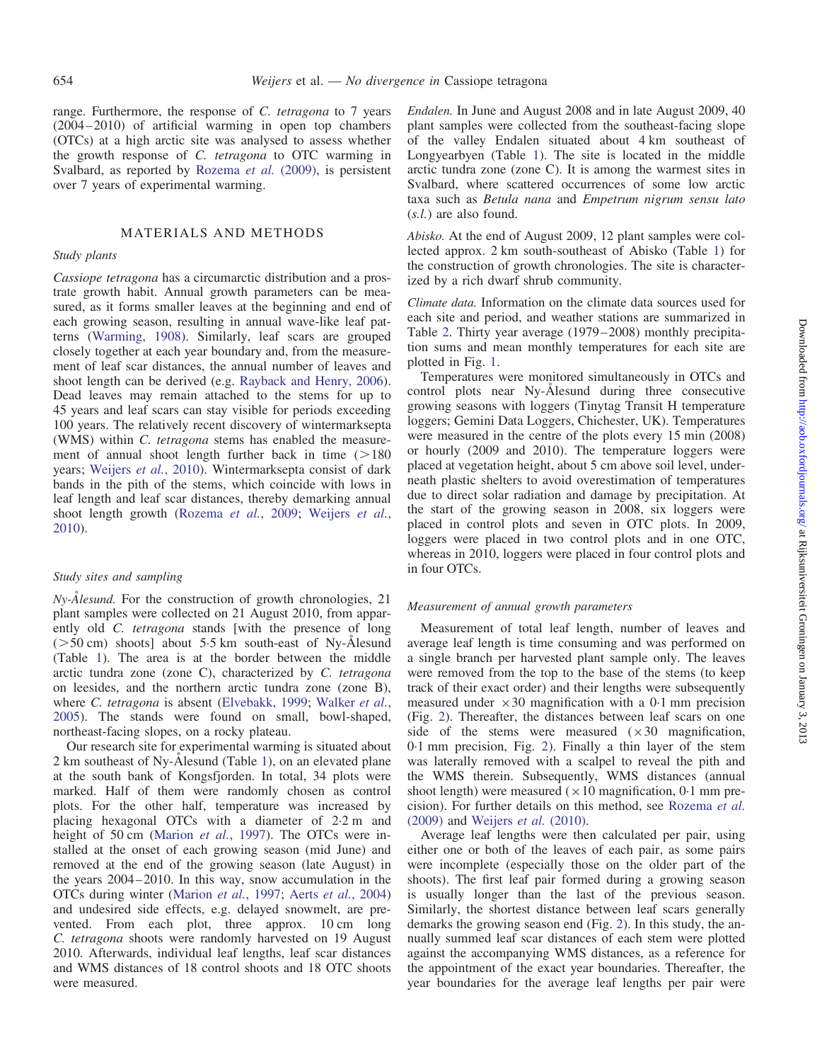range. Furthermore, the response of *C. tetragona* to 7 years (2004–2010) of artificial warming in open top chambers (OTCs) at a high arctic site was analysed to assess whether the growth response of *C. tetragona* to OTC warming in Svalbard, as reported by Rozema *et al.* (2009), is persistent over 7 years of experimental warming.

## MATERIALS AND METHODS

### Study plants

*Cassiope tetragona* has a circumarctic distribution and a prostrate growth habit. Annual growth parameters can be measured, as it forms smaller leaves at the beginning and end of each growing season, resulting in annual wave-like leaf patterns (Warming, 1908). Similarly, leaf scars are grouped closely together at each year boundary and, from the measurement of leaf scar distances, the annual number of leaves and shoot length can be derived (e.g. Rayback and Henry, 2006). Dead leaves may remain attached to the stems for up to 45 years and leaf scars can stay visible for periods exceeding 100 years. The relatively recent discovery of wintermarksepta (WMS) within *C. tetragona* stems has enabled the measurement of annual shoot length further back in time (>180 years; Weijers *et al.*, 2010). Wintermarksepta consist of dark bands in the pith of the stems, which coincide with lows in leaf length and leaf scar distances, thereby demarking annual shoot length growth (Rozema *et al.*, 2009; Weijers *et al.*, 2010).

### Study sites and sampling

*Ny-Ålesund.* For the construction of growth chronologies, 21 plant samples were collected on 21 August 2010, from apparently old *C. tetragona* stands [with the presence of long (>50 cm) shoots] about 5·5 km south-east of Ny-Ålesund (Table 1). The area is at the border between the middle arctic tundra zone (zone C), characterized by *C. tetragona* on leesides, and the northern arctic tundra zone (zone B), where *C. tetragona* is absent (Elvebakk, 1999; Walker *et al.*, 2005). The stands were found on small, bowl-shaped, northeast-facing slopes, on a rocky plateau.

Our research site for experimental warming is situated about 2 km southeast of Ny-Ålesund (Table 1), on an elevated plane at the south bank of Kongsfjorden. In total, 34 plots were marked. Half of them were randomly chosen as control plots. For the other half, temperature was increased by placing hexagonal OTCs with a diameter of 2·2 m and height of 50 cm (Marion *et al.*, 1997). The OTCs were installed at the onset of each growing season (mid June) and removed at the end of the growing season (late August) in the years 2004–2010. In this way, snow accumulation in the OTCs during winter (Marion *et al.*, 1997; Aerts *et al.*, 2004) and undesired side effects, e.g. delayed snowmelt, are prevented. From each plot, three approx. 10 cm long *C. tetragona* shoots were randomly harvested on 19 August 2010. Afterwards, individual leaf lengths, leaf scar distances and WMS distances of 18 control shoots and 18 OTC shoots were measured.

*Endalen.* In June and August 2008 and in late August 2009, 40 plant samples were collected from the southeast-facing slope of the valley Endalen situated about 4 km southeast of Longyearbyen (Table 1). The site is located in the middle arctic tundra zone (zone C). It is among the warmest sites in Svalbard, where scattered occurrences of some low arctic taxa such as *Betula nana* and *Empetrum nigrum sensu lato* (*s.l.*) are also found.

*Abisko.* At the end of August 2009, 12 plant samples were collected approx. 2 km south-southeast of Abisko (Table 1) for the construction of growth chronologies. The site is characterized by a rich dwarf shrub community.

*Climate data.* Information on the climate data sources used for each site and period, and weather stations are summarized in Table 2. Thirty year average (1979–2008) monthly precipitation sums and mean monthly temperatures for each site are plotted in Fig. 1.

Temperatures were monitored simultaneously in OTCs and control plots near Ny-Ålesund during three consecutive growing seasons with loggers (Tinytag Transit H temperature loggers; Gemini Data Loggers, Chichester, UK). Temperatures were measured in the centre of the plots every 15 min (2008) or hourly (2009 and 2010). The temperature loggers were placed at vegetation height, about 5 cm above soil level, underneath plastic shelters to avoid overestimation of temperatures due to direct solar radiation and damage by precipitation. At the start of the growing season in 2008, six loggers were placed in control plots and seven in OTC plots. In 2009, loggers were placed in two control plots and in one OTC, whereas in 2010, loggers were placed in four control plots and in four OTCs.

### Measurement of annual growth parameters

Measurement of total leaf length, number of leaves and average leaf length is time consuming and was performed on a single branch per harvested plant sample only. The leaves were removed from the top to the base of the stems (to keep track of their exact order) and their lengths were subsequently measured under ×30 magnification with a 0·1 mm precision (Fig. 2). Thereafter, the distances between leaf scars on one side of the stems were measured (×30 magnification, 0·1 mm precision, Fig. 2). Finally a thin layer of the stem was laterally removed with a scalpel to reveal the pith and the WMS therein. Subsequently, WMS distances (annual shoot length) were measured (×10 magnification, 0·1 mm precision). For further details on this method, see Rozema *et al.* (2009) and Weijers *et al.* (2010).

Average leaf lengths were then calculated per pair, using either one or both of the leaves of each pair, as some pairs were incomplete (especially those on the older part of the shoots). The first leaf pair formed during a growing season is usually longer than the last of the previous season. Similarly, the shortest distance between leaf scars generally demarks the growing season end (Fig. 2). In this study, the annually summed leaf scar distances of each stem were plotted against the accompanying WMS distances, as a reference for the appointment of the exact year boundaries. Thereafter, the year boundaries for the average leaf lengths per pair were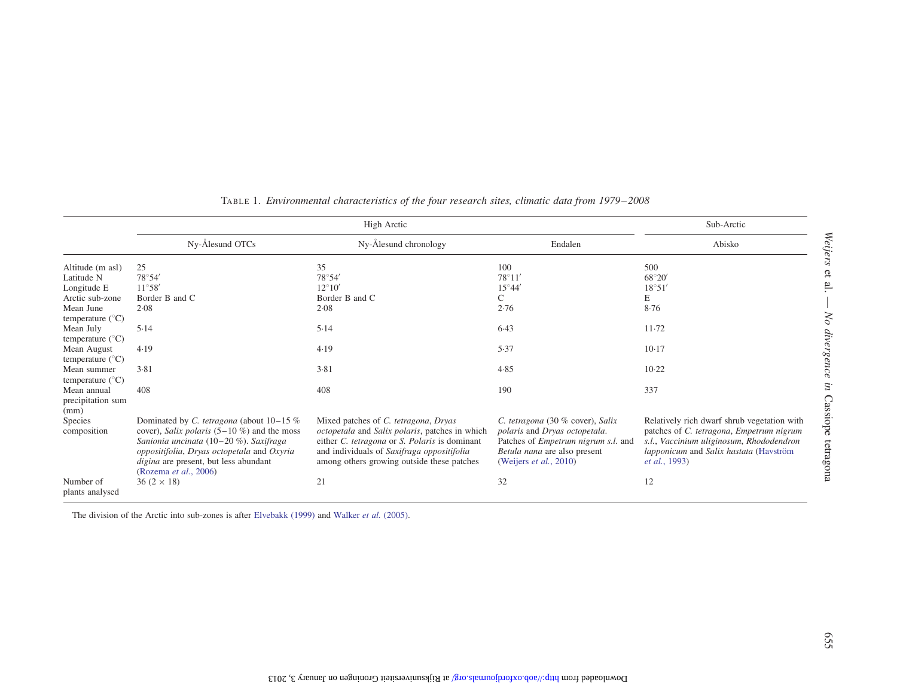TABLE 1. *Environmental characteristics of the four research sites, climatic data from 1979–2008*

| | High Arctic | | | Sub-Arctic |
|---|---|---|---|---|
| | Ny-Ålesund OTCs | Ny-Ålesund chronology | Endalen | Abisko |
| Altitude (m asl) | 25 | 35 | 100 | 500 |
| Latitude N | 78°54′ | 78°54′ | 78°11′ | 68°20′ |
| Longitude E | 11°58′ | 12°10′ | 15°44′ | 18°51′ |
| Arctic sub-zone | Border B and C | Border B and C | C | E |
| Mean June temperature (°C) | 2·08 | 2·08 | 2·76 | 8·76 |
| Mean July temperature (°C) | 5·14 | 5·14 | 6·43 | 11·72 |
| Mean August temperature (°C) | 4·19 | 4·19 | 5·37 | 10·17 |
| Mean summer temperature (°C) | 3·81 | 3·81 | 4·85 | 10·22 |
| Mean annual precipitation sum (mm) | 408 | 408 | 190 | 337 |
| Species composition | Dominated by *C. tetragona* (about 10–15 % cover), *Salix polaris* (5–10 %) and the moss *Sanionia uncinata* (10–20 %). *Saxifraga oppositifolia*, *Dryas octopetala* and *Oxyria digina* are present, but less abundant (Rozema *et al.*, 2006) | Mixed patches of *C. tetragona*, *Dryas octopetala* and *Salix polaris*, patches in which either *C. tetragona* or *S. Polaris* is dominant and individuals of *Saxifraga oppositifolia* among others growing outside these patches | *C. tetragona* (30 % cover), *Salix polaris* and *Dryas octopetala*. Patches of *Empetrum nigrum s.l.* and *Betula nana* are also present (Weijers *et al.*, 2010) | Relatively rich dwarf shrub vegetation with patches of *C. tetragona*, *Empetrum nigrum s.l.*, *Vaccinium uliginosum*, *Rhododendron lapponicum* and *Salix hastata* (Havström *et al.*, 1993) |
| Number of plants analysed | 36 (2 × 18) | 21 | 32 | 12 |

The division of the Arctic into sub-zones is after Elvebakk (1999) and Walker *et al.* (2005).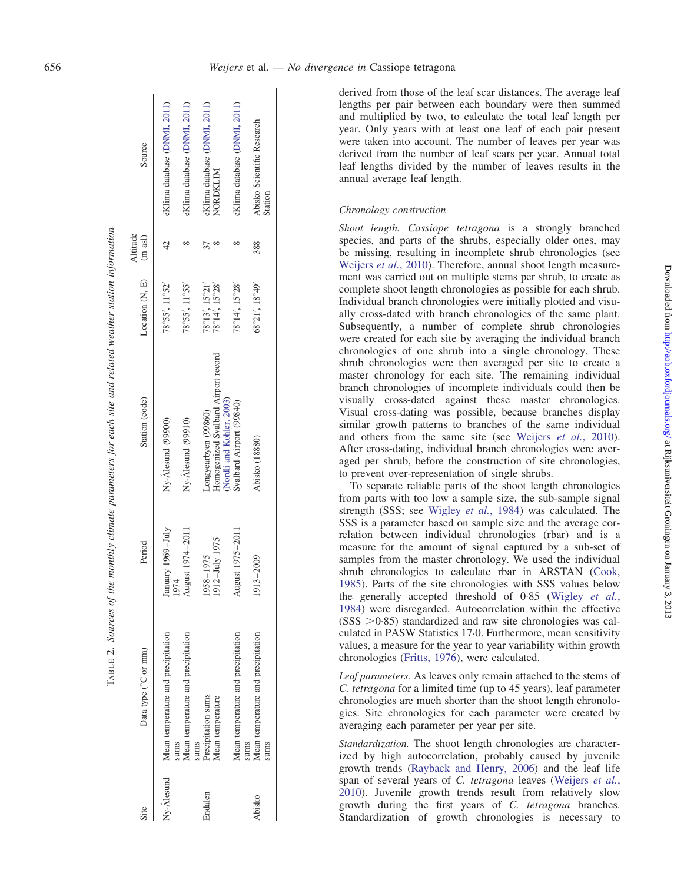TABLE 2. *Sources of the monthly climate parameters for each site and related weather station information*

| Site | Data type (°C or mm) | Period | Station (code) | Location (N, E) | Altitude (m asl) | Source |
|---|---|---|---|---|---|---|
| Ny-Ålesund | Mean temperature and precipitation sums | January 1969–July 1974 | Ny-Ålesund (99900) | 78°55′, 11°52′ | 42 | eKlima database (DNMI, 2011) |
| | Mean temperature and precipitation sums | August 1974–2011 | Ny-Ålesund (99910) | 78°55′, 11°55′ | 8 | eKlima database (DNMI, 2011) |
| Endalen | Precipitation sums | 1958–1975 | Longyearbyen (99860) | 78°13′, 15°21′ | 37 | eKlima database (DNMI, 2011) |
| | Mean temperature | 1912–July 1975 | Homogenized Svalbard Airport record (Nordli and Kohler, 2003) | 78°14′, 15°28′ | 8 | NORDKLIM |
| | Mean temperature and precipitation sums | August 1975–2011 | Svalbard Airport (99840) | 78°14′, 15°28′ | 8 | eKlima database (DNMI, 2011) |
| Abisko | Mean temperature and precipitation sums | 1913–2009 | Abisko (18880) | 68°21′, 18°49′ | 388 | Abisko Scientific Research Station |

derived from those of the leaf scar distances. The average leaf lengths per pair between each boundary were then summed and multiplied by two, to calculate the total leaf length per year. Only years with at least one leaf of each pair present were taken into account. The number of leaves per year was derived from the number of leaf scars per year. Annual total leaf lengths divided by the number of leaves results in the annual average leaf length.

### *Chronology construction*

*Shoot length.* *Cassiope tetragona* is a strongly branched species, and parts of the shrubs, especially older ones, may be missing, resulting in incomplete shrub chronologies (see Weijers *et al.*, 2010). Therefore, annual shoot length measurement was carried out on multiple stems per shrub, to create as complete shoot length chronologies as possible for each shrub. Individual branch chronologies were initially plotted and visually cross-dated with branch chronologies of the same plant. Subsequently, a number of complete shrub chronologies were created for each site by averaging the individual branch chronologies of one shrub into a single chronology. These shrub chronologies were then averaged per site to create a master chronology for each site. The remaining individual branch chronologies of incomplete individuals could then be visually cross-dated against these master chronologies. Visual cross-dating was possible, because branches display similar growth patterns to branches of the same individual and others from the same site (see Weijers *et al.*, 2010). After cross-dating, individual branch chronologies were averaged per shrub, before the construction of site chronologies, to prevent over-representation of single shrubs.

To separate reliable parts of the shoot length chronologies from parts with too low a sample size, the sub-sample signal strength (SSS; see Wigley *et al.*, 1984) was calculated. The SSS is a parameter based on sample size and the average correlation between individual chronologies (rbar) and is a measure for the amount of signal captured by a sub-set of samples from the master chronology. We used the individual shrub chronologies to calculate rbar in ARSTAN (Cook, 1985). Parts of the site chronologies with SSS values below the generally accepted threshold of 0·85 (Wigley *et al.*, 1984) were disregarded. Autocorrelation within the effective (SSS $>$0·85) standardized and raw site chronologies was calculated in PASW Statistics 17·0. Furthermore, mean sensitivity values, a measure for the year to year variability within growth chronologies (Fritts, 1976), were calculated.

*Leaf parameters.* As leaves only remain attached to the stems of *C. tetragona* for a limited time (up to 45 years), leaf parameter chronologies are much shorter than the shoot length chronologies. Site chronologies for each parameter were created by averaging each parameter per year per site.

*Standardization.* The shoot length chronologies are characterized by high autocorrelation, probably caused by juvenile growth trends (Rayback and Henry, 2006) and the leaf life span of several years of *C. tetragona* leaves (Weijers *et al.*, 2010). Juvenile growth trends result from relatively slow growth during the first years of *C. tetragona* branches. Standardization of growth chronologies is necessary to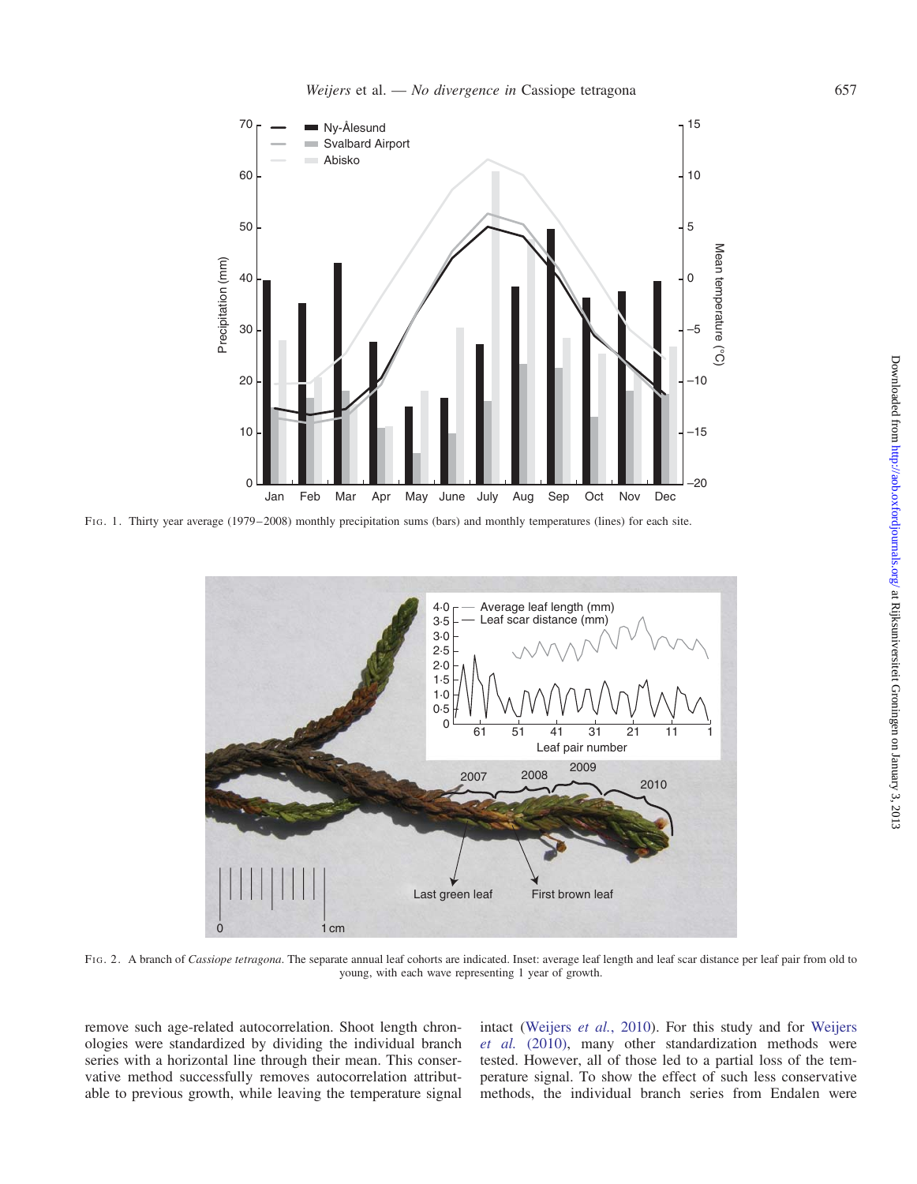Fig. 1. Thirty year average (1979–2008) monthly precipitation sums (bars) and monthly temperatures (lines) for each site.

Fig. 2. A branch of *Cassiope tetragona*. The separate annual leaf cohorts are indicated. Inset: average leaf length and leaf scar distance per leaf pair from old to young, with each wave representing 1 year of growth.

remove such age-related autocorrelation. Shoot length chronologies were standardized by dividing the individual branch series with a horizontal line through their mean. This conservative method successfully removes autocorrelation attributable to previous growth, while leaving the temperature signal intact (Weijers *et al.*, 2010). For this study and for Weijers *et al.* (2010), many other standardization methods were tested. However, all of those led to a partial loss of the temperature signal. To show the effect of such less conservative methods, the individual branch series from Endalen were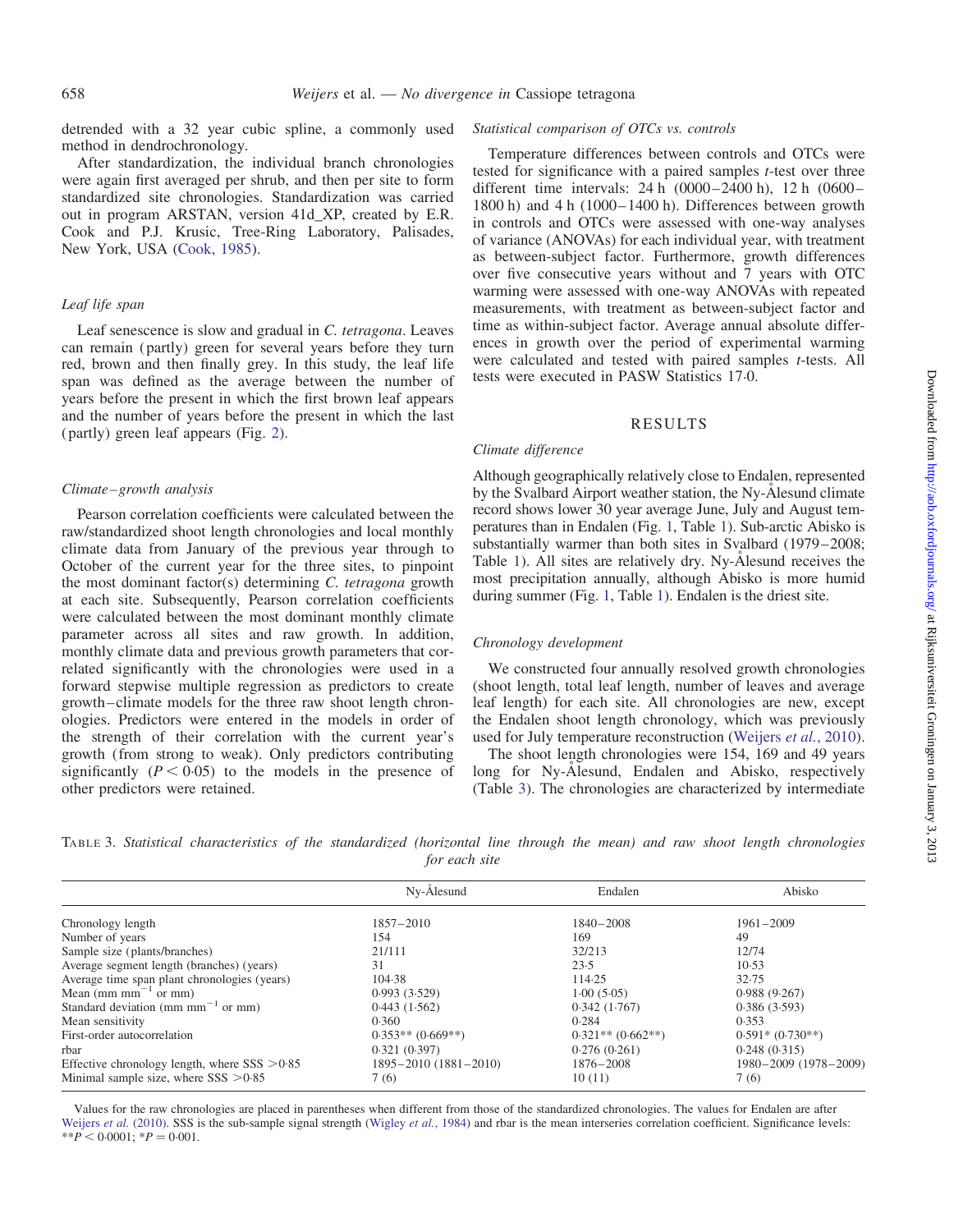detrended with a 32 year cubic spline, a commonly used method in dendrochronology.

After standardization, the individual branch chronologies were again first averaged per shrub, and then per site to form standardized site chronologies. Standardization was carried out in program ARSTAN, version 41d_XP, created by E.R. Cook and P.J. Krusic, Tree-Ring Laboratory, Palisades, New York, USA (Cook, 1985).

### *Leaf life span*

Leaf senescence is slow and gradual in *C. tetragona*. Leaves can remain (partly) green for several years before they turn red, brown and then finally grey. In this study, the leaf life span was defined as the average between the number of years before the present in which the first brown leaf appears and the number of years before the present in which the last (partly) green leaf appears (Fig. 2).

### *Climate–growth analysis*

Pearson correlation coefficients were calculated between the raw/standardized shoot length chronologies and local monthly climate data from January of the previous year through to October of the current year for the three sites, to pinpoint the most dominant factor(s) determining *C. tetragona* growth at each site. Subsequently, Pearson correlation coefficients were calculated between the most dominant monthly climate parameter across all sites and raw growth. In addition, monthly climate data and previous growth parameters that correlated significantly with the chronologies were used in a forward stepwise multiple regression as predictors to create growth–climate models for the three raw shoot length chronologies. Predictors were entered in the models in order of the strength of their correlation with the current year's growth (from strong to weak). Only predictors contributing significantly ($P < 0{\cdot}05$) to the models in the presence of other predictors were retained.

### *Statistical comparison of OTCs vs. controls*

Temperature differences between controls and OTCs were tested for significance with a paired samples *t*-test over three different time intervals: 24 h (0000–2400 h), 12 h (0600–1800 h) and 4 h (1000–1400 h). Differences between growth in controls and OTCs were assessed with one-way analyses of variance (ANOVAs) for each individual year, with treatment as between-subject factor. Furthermore, growth differences over five consecutive years without and 7 years with OTC warming were assessed with one-way ANOVAs with repeated measurements, with treatment as between-subject factor and time as within-subject factor. Average annual absolute differences in growth over the period of experimental warming were calculated and tested with paired samples *t*-tests. All tests were executed in PASW Statistics 17·0.

## RESULTS

### *Climate difference*

Although geographically relatively close to Endalen, represented by the Svalbard Airport weather station, the Ny-Ålesund climate record shows lower 30 year average June, July and August temperatures than in Endalen (Fig. 1, Table 1). Sub-arctic Abisko is substantially warmer than both sites in Svalbard (1979–2008; Table 1). All sites are relatively dry. Ny-Ålesund receives the most precipitation annually, although Abisko is more humid during summer (Fig. 1, Table 1). Endalen is the driest site.

### *Chronology development*

We constructed four annually resolved growth chronologies (shoot length, total leaf length, number of leaves and average leaf length) for each site. All chronologies are new, except the Endalen shoot length chronology, which was previously used for July temperature reconstruction (Weijers *et al.*, 2010).

The shoot length chronologies were 154, 169 and 49 years long for Ny-Ålesund, Endalen and Abisko, respectively (Table 3). The chronologies are characterized by intermediate

TABLE 3. *Statistical characteristics of the standardized (horizontal line through the mean) and raw shoot length chronologies for each site*

| | Ny-Ålesund | Endalen | Abisko |
|---|---|---|---|
| Chronology length | 1857–2010 | 1840–2008 | 1961–2009 |
| Number of years | 154 | 169 | 49 |
| Sample size (plants/branches) | 21/111 | 32/213 | 12/74 |
| Average segment length (branches) (years) | 31 | 23·5 | 10·53 |
| Average time span plant chronologies (years) | 104·38 | 114·25 | 32·75 |
| Mean (mm mm$^{-1}$ or mm) | 0·993 (3·529) | 1·00 (5·05) | 0·988 (9·267) |
| Standard deviation (mm mm$^{-1}$ or mm) | 0·443 (1·562) | 0·342 (1·767) | 0·386 (3·593) |
| Mean sensitivity | 0·360 | 0·284 | 0·353 |
| First-order autocorrelation | 0·353** (0·669**) | 0·321** (0·662**) | 0·591* (0·730**) |
| rbar | 0·321 (0·397) | 0·276 (0·261) | 0·248 (0·315) |
| Effective chronology length, where SSS >0·85 | 1895–2010 (1881–2010) | 1876–2008 | 1980–2009 (1978–2009) |
| Minimal sample size, where SSS >0·85 | 7 (6) | 10 (11) | 7 (6) |

Values for the raw chronologies are placed in parentheses when different from those of the standardized chronologies. The values for Endalen are after Weijers *et al.* (2010). SSS is the sub-sample signal strength (Wigley *et al.*, 1984) and rbar is the mean interseries correlation coefficient. Significance levels: $^{**}P < 0{\cdot}0001$; $^{*}P = 0{\cdot}001$.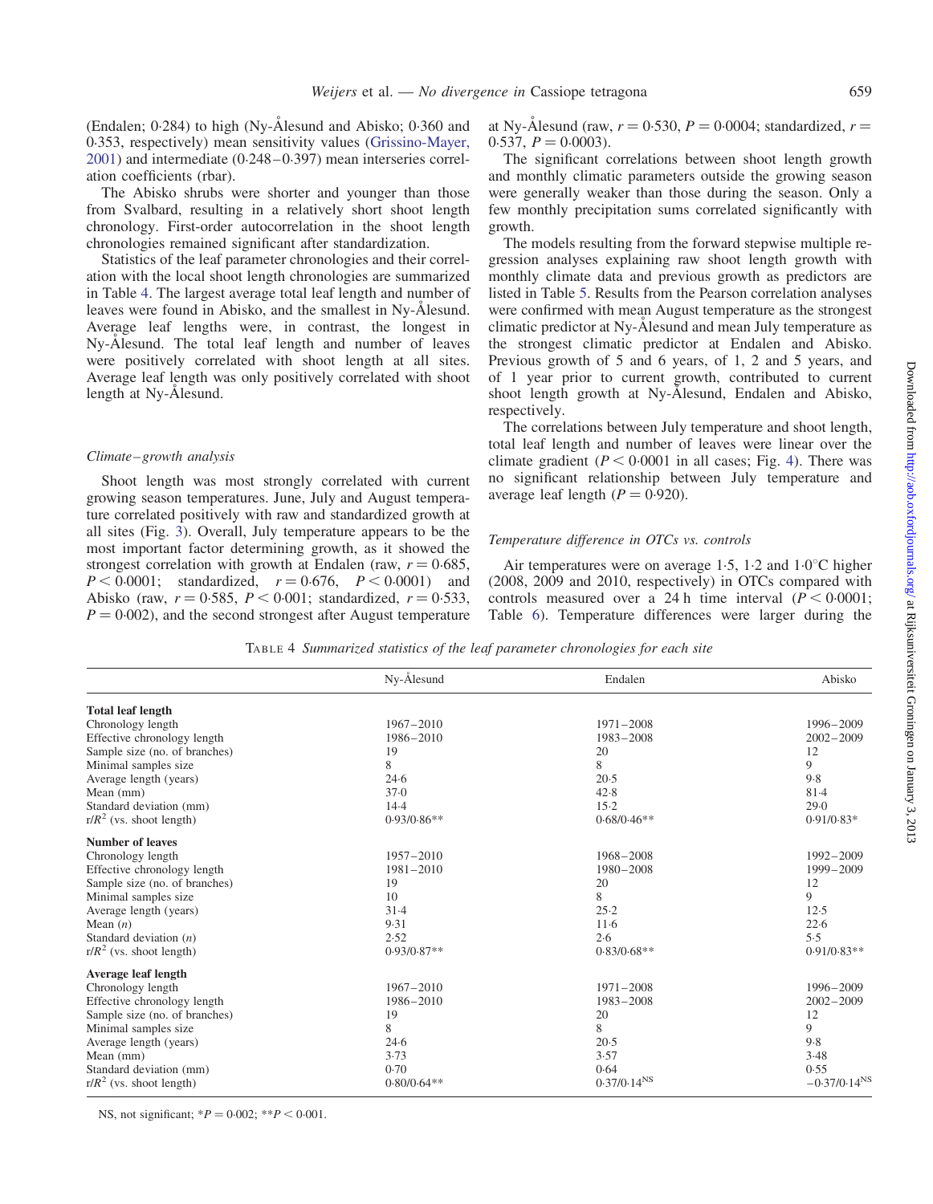(Endalen; 0·284) to high (Ny-Ålesund and Abisko; 0·360 and 0·353, respectively) mean sensitivity values (Grissino-Mayer, 2001) and intermediate (0·248–0·397) mean interseries correlation coefficients (rbar).

The Abisko shrubs were shorter and younger than those from Svalbard, resulting in a relatively short shoot length chronology. First-order autocorrelation in the shoot length chronologies remained significant after standardization.

Statistics of the leaf parameter chronologies and their correlation with the local shoot length chronologies are summarized in Table 4. The largest average total leaf length and number of leaves were found in Abisko, and the smallest in Ny-Ålesund. Average leaf lengths were, in contrast, the longest in Ny-Ålesund. The total leaf length and number of leaves were positively correlated with shoot length at all sites. Average leaf length was only positively correlated with shoot length at Ny-Ålesund.

### *Climate–growth analysis*

Shoot length was most strongly correlated with current growing season temperatures. June, July and August temperature correlated positively with raw and standardized growth at all sites (Fig. 3). Overall, July temperature appears to be the most important factor determining growth, as it showed the strongest correlation with growth at Endalen (raw, $r = 0{\cdot}685$, $P < 0{\cdot}0001$; standardized, $r = 0{\cdot}676$, $P < 0{\cdot}0001$) and Abisko (raw, $r = 0{\cdot}585$, $P < 0{\cdot}001$; standardized, $r = 0{\cdot}533$, $P = 0{\cdot}002$), and the second strongest after August temperature at Ny-Ålesund (raw, $r = 0{\cdot}530$, $P = 0{\cdot}0004$; standardized, $r = 0{\cdot}537$, $P = 0{\cdot}0003$).

The significant correlations between shoot length growth and monthly climatic parameters outside the growing season were generally weaker than those during the season. Only a few monthly precipitation sums correlated significantly with growth.

The models resulting from the forward stepwise multiple regression analyses explaining raw shoot length growth with monthly climate data and previous growth as predictors are listed in Table 5. Results from the Pearson correlation analyses were confirmed with mean August temperature as the strongest climatic predictor at Ny-Ålesund and mean July temperature as the strongest climatic predictor at Endalen and Abisko. Previous growth of 5 and 6 years, of 1, 2 and 5 years, and of 1 year prior to current growth, contributed to current shoot length growth at Ny-Ålesund, Endalen and Abisko, respectively.

The correlations between July temperature and shoot length, total leaf length and number of leaves were linear over the climate gradient ($P < 0{\cdot}0001$ in all cases; Fig. 4). There was no significant relationship between July temperature and average leaf length ($P = 0{\cdot}920$).

### *Temperature difference in OTCs vs. controls*

Air temperatures were on average 1·5, 1·2 and 1·0°C higher (2008, 2009 and 2010, respectively) in OTCs compared with controls measured over a 24 h time interval ($P < 0{\cdot}0001$; Table 6). Temperature differences were larger during the

TABLE 4 *Summarized statistics of the leaf parameter chronologies for each site*

| | Ny-Ålesund | Endalen | Abisko |
|---|---|---|---|
| **Total leaf length** | | | |
| Chronology length | 1967–2010 | 1971–2008 | 1996–2009 |
| Effective chronology length | 1986–2010 | 1983–2008 | 2002–2009 |
| Sample size (no. of branches) | 19 | 20 | 12 |
| Minimal samples size | 8 | 8 | 9 |
| Average length (years) | 24·6 | 20·5 | 9·8 |
| Mean (mm) | 37·0 | 42·8 | 81·4 |
| Standard deviation (mm) | 14·4 | 15·2 | 29·0 |
| $r/R^2$ (vs. shoot length) | 0·93/0·86** | 0·68/0·46** | 0·91/0·83* |
| **Number of leaves** | | | |
| Chronology length | 1957–2010 | 1968–2008 | 1992–2009 |
| Effective chronology length | 1981–2010 | 1980–2008 | 1999–2009 |
| Sample size (no. of branches) | 19 | 20 | 12 |
| Minimal samples size | 10 | 8 | 9 |
| Average length (years) | 31·4 | 25·2 | 12·5 |
| Mean ($n$) | 9·31 | 11·6 | 22·6 |
| Standard deviation ($n$) | 2·52 | 2·6 | 5·5 |
| $r/R^2$ (vs. shoot length) | 0·93/0·87** | 0·83/0·68** | 0·91/0·83** |
| **Average leaf length** | | | |
| Chronology length | 1967–2010 | 1971–2008 | 1996–2009 |
| Effective chronology length | 1986–2010 | 1983–2008 | 2002–2009 |
| Sample size (no. of branches) | 19 | 20 | 12 |
| Minimal samples size | 8 | 8 | 9 |
| Average length (years) | 24·6 | 20·5 | 9·8 |
| Mean (mm) | 3·73 | 3·57 | 3·48 |
| Standard deviation (mm) | 0·70 | 0·64 | 0·55 |
| $r/R^2$ (vs. shoot length) | 0·80/0·64** | 0·37/0·14[NS] | −0·37/0·14[NS] |

NS, not significant; *$P = 0{\cdot}002$; **$P < 0{\cdot}001$.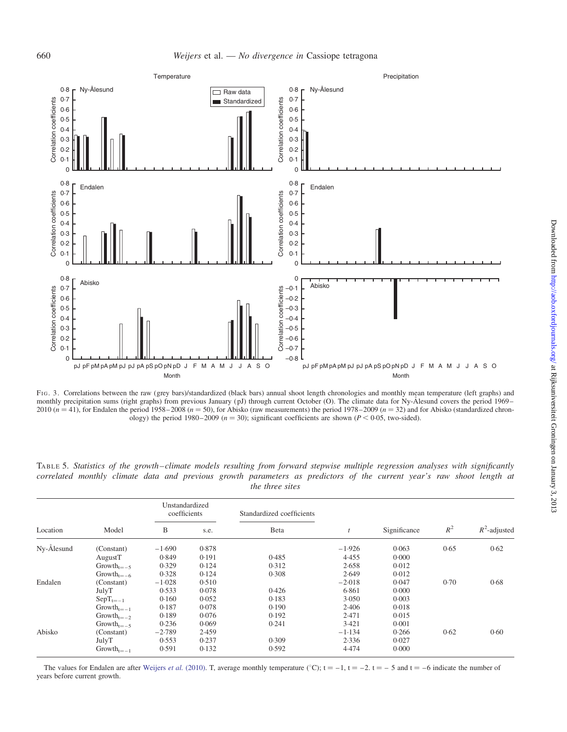Fig. 3. Correlations between the raw (grey bars)/standardized (black bars) annual shoot length chronologies and monthly mean temperature (left graphs) and monthly precipitation sums (right graphs) from previous January (pJ) through current October (O). The climate data for Ny-Ålesund covers the period 1969–2010 ($n = 41$), for Endalen the period 1958–2008 ($n = 50$), for Abisko (raw measurements) the period 1978–2009 ($n = 32$) and for Abisko (standardized chronology) the period 1980–2009 ($n = 30$); significant coefficients are shown ($P < 0·05$, two-sided).

Table 5. *Statistics of the growth–climate models resulting from forward stepwise multiple regression analyses with significantly correlated monthly climate data and previous growth parameters as predictors of the current year's raw shoot length at the three sites*

| Location | Model | Unstandardized coefficients | | Standardized coefficients | $t$ | Significance | $R^2$ | $R^2$-adjusted |
|---|---|---|---|---|---|---|---|---|
| | | B | s.e. | Beta | | | | |
| Ny-Ålesund | (Constant) | −1·690 | 0·878 | | −1·926 | 0·063 | 0·65 | 0·62 |
| | AugustT | 0·849 | 0·191 | 0·485 | 4·455 | 0·000 | | |
| | $Growth_{t=-5}$ | 0·329 | 0·124 | 0·312 | 2·658 | 0·012 | | |
| | $Growth_{t=-6}$ | 0·328 | 0·124 | 0·308 | 2·649 | 0·012 | | |
| Endalen | (Constant) | −1·028 | 0·510 | | −2·018 | 0·047 | 0·70 | 0·68 |
| | JulyT | 0·533 | 0·078 | 0·426 | 6·861 | 0·000 | | |
| | $SepT_{t=-1}$ | 0·160 | 0·052 | 0·183 | 3·050 | 0·003 | | |
| | $Growth_{t=-1}$ | 0·187 | 0·078 | 0·190 | 2·406 | 0·018 | | |
| | $Growth_{t=-2}$ | 0·189 | 0·076 | 0·192 | 2·471 | 0·015 | | |
| | $Growth_{t=-5}$ | 0·236 | 0·069 | 0·241 | 3·421 | 0·001 | | |
| Abisko | (Constant) | −2·789 | 2·459 | | −1·134 | 0·266 | 0·62 | 0·60 |
| | JulyT | 0·553 | 0·237 | 0·309 | 2·336 | 0·027 | | |
| | $Growth_{t=-1}$ | 0·591 | 0·132 | 0·592 | 4·474 | 0·000 | | |

The values for Endalen are after Weijers *et al.* (2010). T, average monthly temperature (°C); $t = -1$, $t = -2$. $t = -5$ and $t = -6$ indicate the number of years before current growth.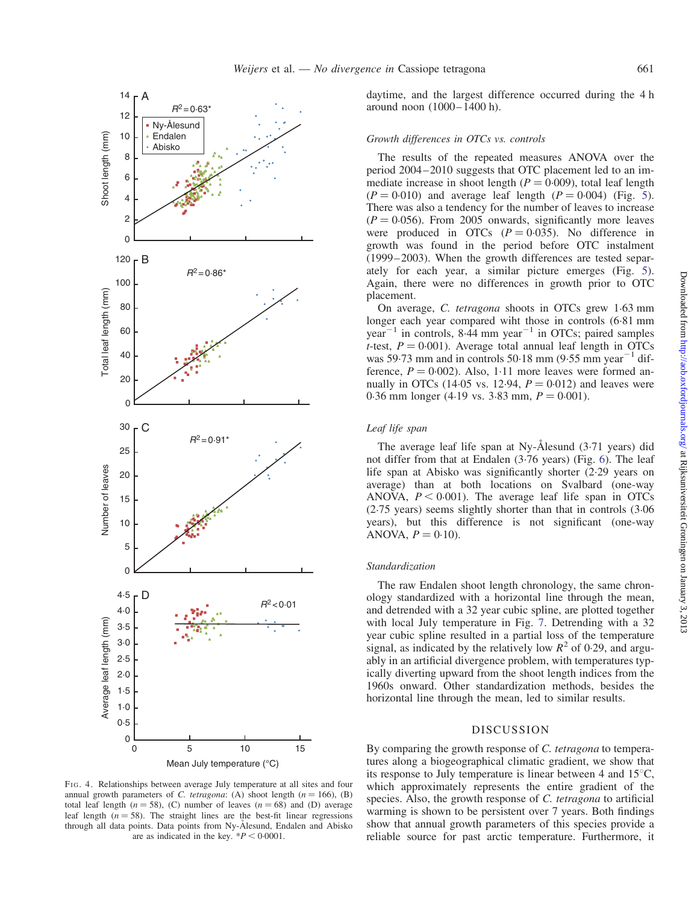FIG. 4. Relationships between average July temperature at all sites and four annual growth parameters of *C. tetragona*: (A) shoot length ($n = 166$), (B) total leaf length ($n = 58$), (C) number of leaves ($n = 68$) and (D) average leaf length ($n = 58$). The straight lines are the best-fit linear regressions through all data points. Data points from Ny-Ålesund, Endalen and Abisko are as indicated in the key. $*P < 0{\cdot}0001$.

daytime, and the largest difference occurred during the 4 h around noon (1000–1400 h).

### *Growth differences in OTCs vs. controls*

The results of the repeated measures ANOVA over the period 2004–2010 suggests that OTC placement led to an immediate increase in shoot length ($P = 0{\cdot}009$), total leaf length ($P = 0{\cdot}010$) and average leaf length ($P = 0{\cdot}004$) (Fig. 5). There was also a tendency for the number of leaves to increase ($P = 0{\cdot}056$). From 2005 onwards, significantly more leaves were produced in OTCs ($P = 0{\cdot}035$). No difference in growth was found in the period before OTC instalment (1999–2003). When the growth differences are tested separately for each year, a similar picture emerges (Fig. 5). Again, there were no differences in growth prior to OTC placement.

On average, *C. tetragona* shoots in OTCs grew 1·63 mm longer each year compared wiht those in controls (6·81 mm $\text{year}^{-1}$ in controls, 8·44 mm $\text{year}^{-1}$ in OTCs; paired samples *t*-test, $P = 0{\cdot}001$). Average total annual leaf length in OTCs was 59·73 mm and in controls 50·18 mm (9·55 mm $\text{year}^{-1}$ difference, $P = 0{\cdot}002$). Also, 1·11 more leaves were formed annually in OTCs (14·05 vs. 12·94, $P = 0{\cdot}012$) and leaves were 0·36 mm longer (4·19 vs. 3·83 mm, $P = 0{\cdot}001$).

### *Leaf life span*

The average leaf life span at Ny-Ålesund (3·71 years) did not differ from that at Endalen (3·76 years) (Fig. 6). The leaf life span at Abisko was significantly shorter (2·29 years on average) than at both locations on Svalbard (one-way ANOVA, $P < 0{\cdot}001$). The average leaf life span in OTCs (2·75 years) seems slightly shorter than that in controls (3·06 years), but this difference is not significant (one-way ANOVA, $P = 0{\cdot}10$).

### *Standardization*

The raw Endalen shoot length chronology, the same chronology standardized with a horizontal line through the mean, and detrended with a 32 year cubic spline, are plotted together with local July temperature in Fig. 7. Detrending with a 32 year cubic spline resulted in a partial loss of the temperature signal, as indicated by the relatively low $R^2$ of 0·29, and arguably in an artificial divergence problem, with temperatures typically diverting upward from the shoot length indices from the 1960s onward. Other standardization methods, besides the horizontal line through the mean, led to similar results.

## DISCUSSION

By comparing the growth response of *C. tetragona* to temperatures along a biogeographical climatic gradient, we show that its response to July temperature is linear between 4 and 15°C, which approximately represents the entire gradient of the species. Also, the growth response of *C. tetragona* to artificial warming is shown to be persistent over 7 years. Both findings show that annual growth parameters of this species provide a reliable source for past arctic temperature. Furthermore, it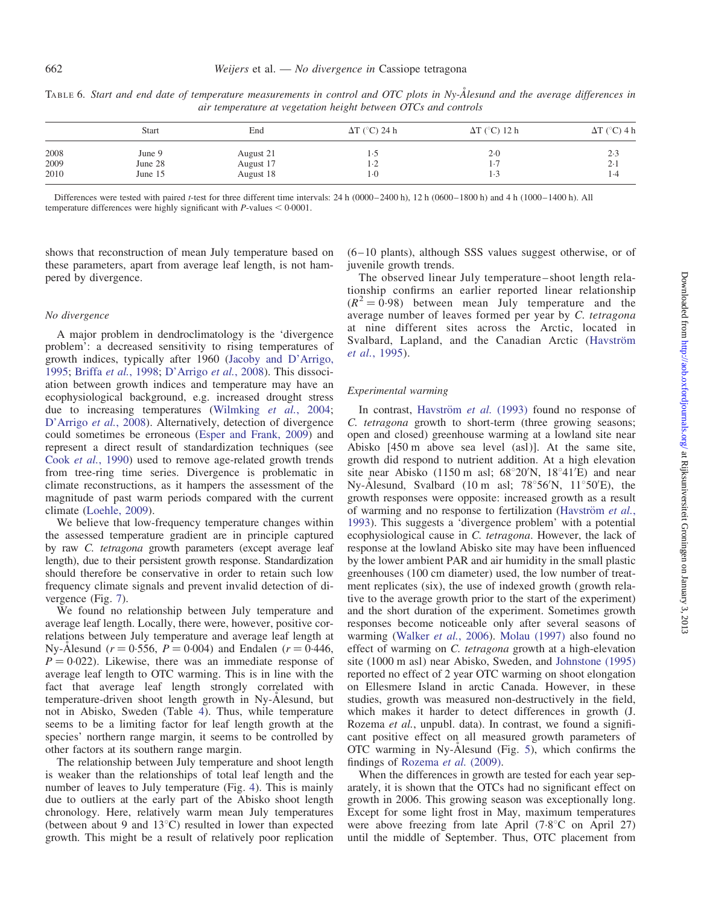TABLE 6. *Start and end date of temperature measurements in control and OTC plots in Ny-Ålesund and the average differences in air temperature at vegetation height between OTCs and controls*

| | Start | End | ΔT (°C) 24 h | ΔT (°C) 12 h | ΔT (°C) 4 h |
|---|---|---|---|---|---|
| 2008 | June 9 | August 21 | 1·5 | 2·0 | 2·3 |
| 2009 | June 28 | August 17 | 1·2 | 1·7 | 2·1 |
| 2010 | June 15 | August 18 | 1·0 | 1·3 | 1·4 |

Differences were tested with paired *t*-test for three different time intervals: 24 h (0000–2400 h), 12 h (0600–1800 h) and 4 h (1000–1400 h). All temperature differences were highly significant with *P*-values < 0·0001.

shows that reconstruction of mean July temperature based on these parameters, apart from average leaf length, is not hampered by divergence.

### *No divergence*

A major problem in dendroclimatology is the 'divergence problem': a decreased sensitivity to rising temperatures of growth indices, typically after 1960 (Jacoby and D'Arrigo, 1995; Briffa *et al.*, 1998; D'Arrigo *et al.*, 2008). This dissociation between growth indices and temperature may have an ecophysiological background, e.g. increased drought stress due to increasing temperatures (Wilmking *et al.*, 2004; D'Arrigo *et al.*, 2008). Alternatively, detection of divergence could sometimes be erroneous (Esper and Frank, 2009) and represent a direct result of standardization techniques (see Cook *et al.*, 1990) used to remove age-related growth trends from tree-ring time series. Divergence is problematic in climate reconstructions, as it hampers the assessment of the magnitude of past warm periods compared with the current climate (Loehle, 2009).

We believe that low-frequency temperature changes within the assessed temperature gradient are in principle captured by raw *C. tetragona* growth parameters (except average leaf length), due to their persistent growth response. Standardization should therefore be conservative in order to retain such low frequency climate signals and prevent invalid detection of divergence (Fig. 7).

We found no relationship between July temperature and average leaf length. Locally, there were, however, positive correlations between July temperature and average leaf length at Ny-Ålesund ($r = 0{\cdot}556$, $P = 0{\cdot}004$) and Endalen ($r = 0{\cdot}446$, $P = 0{\cdot}022$). Likewise, there was an immediate response of average leaf length to OTC warming. This is in line with the fact that average leaf length strongly correlated with temperature-driven shoot length growth in Ny-Ålesund, but not in Abisko, Sweden (Table 4). Thus, while temperature seems to be a limiting factor for leaf length growth at the species' northern range margin, it seems to be controlled by other factors at its southern range margin.

The relationship between July temperature and shoot length is weaker than the relationships of total leaf length and the number of leaves to July temperature (Fig. 4). This is mainly due to outliers at the early part of the Abisko shoot length chronology. Here, relatively warm mean July temperatures (between about 9 and 13°C) resulted in lower than expected growth. This might be a result of relatively poor replication (6–10 plants), although SSS values suggest otherwise, or of juvenile growth trends.

The observed linear July temperature–shoot length relationship confirms an earlier reported linear relationship ($R^2 = 0{\cdot}98$) between mean July temperature and the average number of leaves formed per year by *C. tetragona* at nine different sites across the Arctic, located in Svalbard, Lapland, and the Canadian Arctic (Havström *et al.*, 1995).

### *Experimental warming*

In contrast, Havström *et al.* (1993) found no response of *C. tetragona* growth to short-term (three growing seasons; open and closed) greenhouse warming at a lowland site near Abisko [450 m above sea level (asl)]. At the same site, growth did respond to nutrient addition. At a high elevation site near Abisko (1150 m asl; 68°20′N, 18°41′E) and near Ny-Ålesund, Svalbard (10 m asl; 78°56′N, 11°50′E), the growth responses were opposite: increased growth as a result of warming and no response to fertilization (Havström *et al.*, 1993). This suggests a 'divergence problem' with a potential ecophysiological cause in *C. tetragona*. However, the lack of response at the lowland Abisko site may have been influenced by the lower ambient PAR and air humidity in the small plastic greenhouses (100 cm diameter) used, the low number of treatment replicates (six), the use of indexed growth (growth relative to the average growth prior to the start of the experiment) and the short duration of the experiment. Sometimes growth responses become noticeable only after several seasons of warming (Walker *et al.*, 2006). Molau (1997) also found no effect of warming on *C. tetragona* growth at a high-elevation site (1000 m asl) near Abisko, Sweden, and Johnstone (1995) reported no effect of 2 year OTC warming on shoot elongation on Ellesmere Island in arctic Canada. However, in these studies, growth was measured non-destructively in the field, which makes it harder to detect differences in growth (J. Rozema *et al.*, unpubl. data). In contrast, we found a significant positive effect on all measured growth parameters of OTC warming in Ny-Ålesund (Fig. 5), which confirms the findings of Rozema *et al.* (2009).

When the differences in growth are tested for each year separately, it is shown that the OTCs had no significant effect on growth in 2006. This growing season was exceptionally long. Except for some light frost in May, maximum temperatures were above freezing from late April (7·8°C on April 27) until the middle of September. Thus, OTC placement from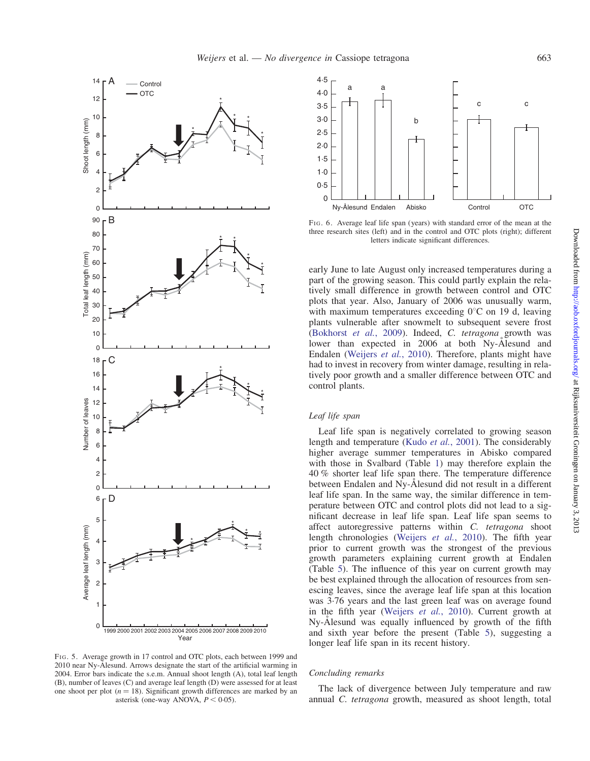FIG. 5. Average growth in 17 control and OTC plots, each between 1999 and 2010 near Ny-Ålesund. Arrows designate the start of the artificial warming in 2004. Error bars indicate the s.e.m. Annual shoot length (A), total leaf length (B), number of leaves (C) and average leaf length (D) were assessed for at least one shoot per plot ($n = 18$). Significant growth differences are marked by an asterisk (one-way ANOVA, $P < 0.05$).

FIG. 6. Average leaf life span (years) with standard error of the mean at the three research sites (left) and in the control and OTC plots (right); different letters indicate significant differences.

early June to late August only increased temperatures during a part of the growing season. This could partly explain the relatively small difference in growth between control and OTC plots that year. Also, January of 2006 was unusually warm, with maximum temperatures exceeding 0 °C on 19 d, leaving plants vulnerable after snowmelt to subsequent severe frost (Bokhorst *et al.*, 2009). Indeed, *C. tetragona* growth was lower than expected in 2006 at both Ny-Ålesund and Endalen (Weijers *et al.*, 2010). Therefore, plants might have had to invest in recovery from winter damage, resulting in relatively poor growth and a smaller difference between OTC and control plants.

### *Leaf life span*

Leaf life span is negatively correlated to growing season length and temperature (Kudo *et al.*, 2001). The considerably higher average summer temperatures in Abisko compared with those in Svalbard (Table 1) may therefore explain the 40 % shorter leaf life span there. The temperature difference between Endalen and Ny-Ålesund did not result in a different leaf life span. In the same way, the similar difference in temperature between OTC and control plots did not lead to a significant decrease in leaf life span. Leaf life span seems to affect autoregressive patterns within *C. tetragona* shoot length chronologies (Weijers *et al.*, 2010). The fifth year prior to current growth was the strongest of the previous growth parameters explaining current growth at Endalen (Table 5). The influence of this year on current growth may be best explained through the allocation of resources from senescing leaves, since the average leaf life span at this location was 3·76 years and the last green leaf was on average found in the fifth year (Weijers *et al.*, 2010). Current growth at Ny-Ålesund was equally influenced by growth of the fifth and sixth year before the present (Table 5), suggesting a longer leaf life span in its recent history.

### *Concluding remarks*

The lack of divergence between July temperature and raw annual *C. tetragona* growth, measured as shoot length, total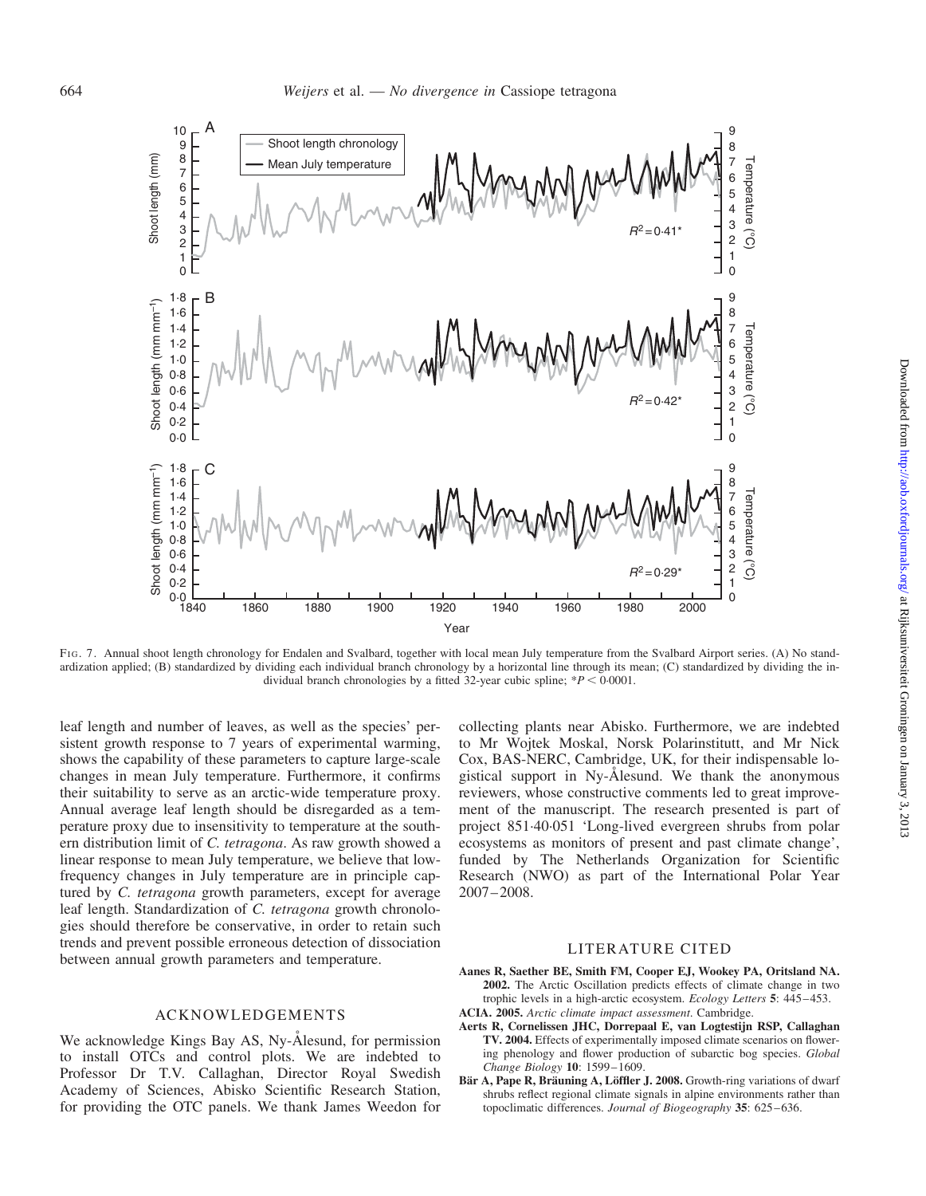FIG. 7. Annual shoot length chronology for Endalen and Svalbard, together with local mean July temperature from the Svalbard Airport series. (A) No standardization applied; (B) standardized by dividing each individual branch chronology by a horizontal line through its mean; (C) standardized by dividing the individual branch chronologies by a fitted 32-year cubic spline; $^{*}P < 0{\cdot}0001$.

leaf length and number of leaves, as well as the species' persistent growth response to 7 years of experimental warming, shows the capability of these parameters to capture large-scale changes in mean July temperature. Furthermore, it confirms their suitability to serve as an arctic-wide temperature proxy. Annual average leaf length should be disregarded as a temperature proxy due to insensitivity to temperature at the southern distribution limit of *C. tetragona*. As raw growth showed a linear response to mean July temperature, we believe that low-frequency changes in July temperature are in principle captured by *C. tetragona* growth parameters, except for average leaf length. Standardization of *C. tetragona* growth chronologies should therefore be conservative, in order to retain such trends and prevent possible erroneous detection of dissociation between annual growth parameters and temperature.

## ACKNOWLEDGEMENTS

We acknowledge Kings Bay AS, Ny-Ålesund, for permission to install OTCs and control plots. We are indebted to Professor Dr T.V. Callaghan, Director Royal Swedish Academy of Sciences, Abisko Scientific Research Station, for providing the OTC panels. We thank James Weedon for collecting plants near Abisko. Furthermore, we are indebted to Mr Wojtek Moskal, Norsk Polarinstitutt, and Mr Nick Cox, BAS-NERC, Cambridge, UK, for their indispensable logistical support in Ny-Ålesund. We thank the anonymous reviewers, whose constructive comments led to great improvement of the manuscript. The research presented is part of project 851·40·051 'Long-lived evergreen shrubs from polar ecosystems as monitors of present and past climate change', funded by The Netherlands Organization for Scientific Research (NWO) as part of the International Polar Year 2007–2008.

## LITERATURE CITED

**Aanes R, Saether BE, Smith FM, Cooper EJ, Wookey PA, Oritsland NA. 2002.** The Arctic Oscillation predicts effects of climate change in two trophic levels in a high-arctic ecosystem. *Ecology Letters* **5**: 445–453.

**ACIA. 2005.** *Arctic climate impact assessment*. Cambridge.

**Aerts R, Cornelissen JHC, Dorrepaal E, van Logtestijn RSP, Callaghan TV. 2004.** Effects of experimentally imposed climate scenarios on flowering phenology and flower production of subarctic bog species. *Global Change Biology* **10**: 1599–1609.

**Bär A, Pape R, Bräuning A, Löffler J. 2008.** Growth-ring variations of dwarf shrubs reflect regional climate signals in alpine environments rather than topoclimatic differences. *Journal of Biogeography* **35**: 625–636.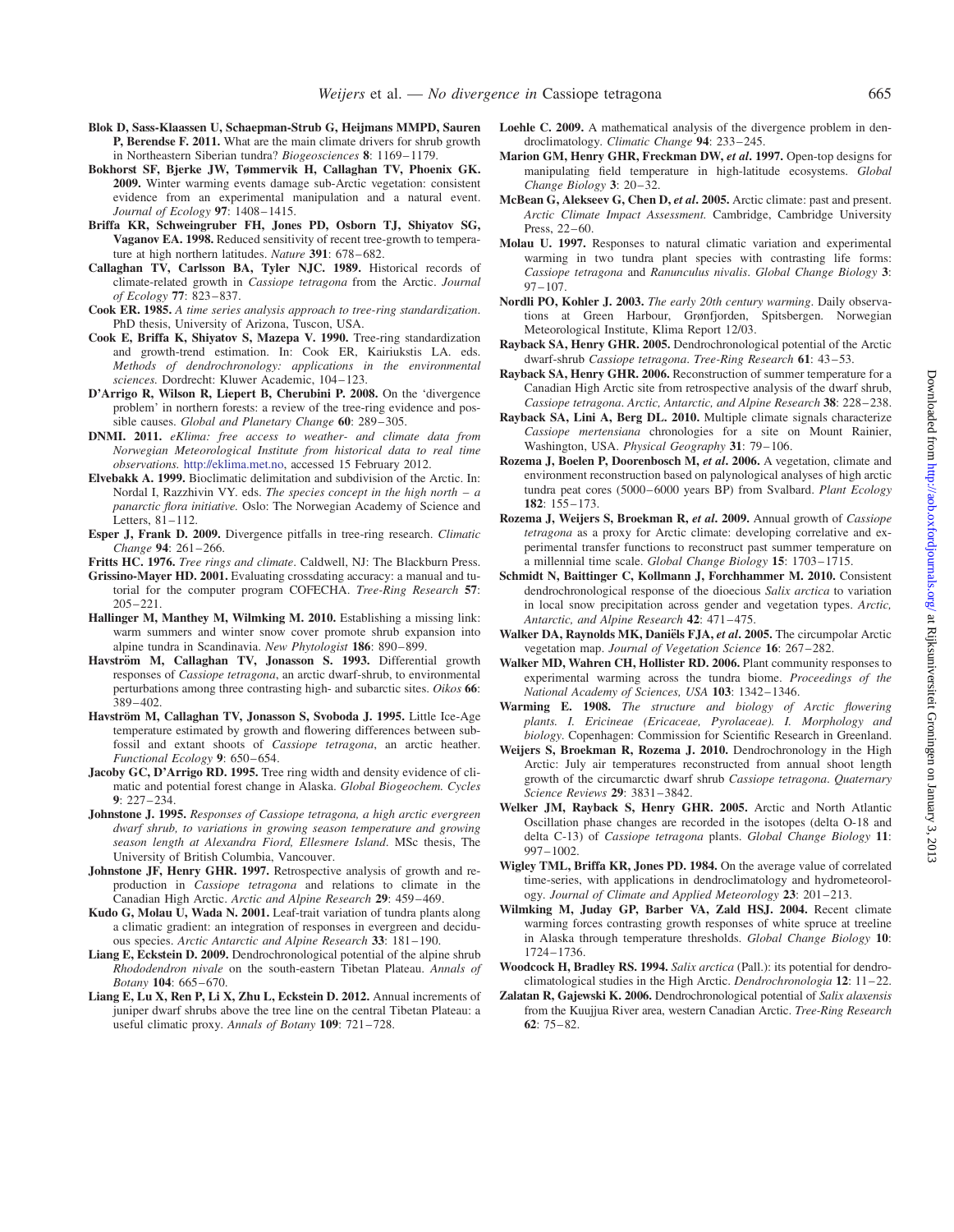**Blok D, Sass-Klaassen U, Schaepman-Strub G, Heijmans MMPD, Sauren P, Berendse F. 2011.** What are the main climate drivers for shrub growth in Northeastern Siberian tundra? *Biogeosciences* **8**: 1169–1179.

**Bokhorst SF, Bjerke JW, Tømmervik H, Callaghan TV, Phoenix GK. 2009.** Winter warming events damage sub-Arctic vegetation: consistent evidence from an experimental manipulation and a natural event. *Journal of Ecology* **97**: 1408–1415.

**Briffa KR, Schweingruber FH, Jones PD, Osborn TJ, Shiyatov SG, Vaganov EA. 1998.** Reduced sensitivity of recent tree-growth to temperature at high northern latitudes. *Nature* **391**: 678–682.

**Callaghan TV, Carlsson BA, Tyler NJC. 1989.** Historical records of climate-related growth in *Cassiope tetragona* from the Arctic. *Journal of Ecology* **77**: 823–837.

**Cook ER. 1985.** *A time series analysis approach to tree-ring standardization*. PhD thesis, University of Arizona, Tuscon, USA.

**Cook E, Briffa K, Shiyatov S, Mazepa V. 1990.** Tree-ring standardization and growth-trend estimation. In: Cook ER, Kairiukstis LA. eds. *Methods of dendrochronology: applications in the environmental sciences.* Dordrecht: Kluwer Academic, 104–123.

**D'Arrigo R, Wilson R, Liepert B, Cherubini P. 2008.** On the 'divergence problem' in northern forests: a review of the tree-ring evidence and possible causes. *Global and Planetary Change* **60**: 289–305.

**DNMI. 2011.** *eKlima: free access to weather- and climate data from Norwegian Meteorological Institute from historical data to real time observations.* http://eklima.met.no, accessed 15 February 2012.

**Elvebakk A. 1999.** Bioclimatic delimitation and subdivision of the Arctic. In: Nordal I, Razzhivin VY. eds. *The species concept in the high north – a panarctic flora initiative.* Oslo: The Norwegian Academy of Science and Letters, 81–112.

**Esper J, Frank D. 2009.** Divergence pitfalls in tree-ring research. *Climatic Change* **94**: 261–266.

**Fritts HC. 1976.** *Tree rings and climate*. Caldwell, NJ: The Blackburn Press.

**Grissino-Mayer HD. 2001.** Evaluating crossdating accuracy: a manual and tutorial for the computer program COFECHA. *Tree-Ring Research* **57**: 205–221.

**Hallinger M, Manthey M, Wilmking M. 2010.** Establishing a missing link: warm summers and winter snow cover promote shrub expansion into alpine tundra in Scandinavia. *New Phytologist* **186**: 890–899.

**Havström M, Callaghan TV, Jonasson S. 1993.** Differential growth responses of *Cassiope tetragona*, an arctic dwarf-shrub, to environmental perturbations among three contrasting high- and subarctic sites. *Oikos* **66**: 389–402.

**Havström M, Callaghan TV, Jonasson S, Svoboda J. 1995.** Little Ice-Age temperature estimated by growth and flowering differences between subfossil and extant shoots of *Cassiope tetragona*, an arctic heather. *Functional Ecology* **9**: 650–654.

**Jacoby GC, D'Arrigo RD. 1995.** Tree ring width and density evidence of climatic and potential forest change in Alaska. *Global Biogeochem. Cycles* **9**: 227–234.

**Johnstone J. 1995.** *Responses of Cassiope tetragona, a high arctic evergreen dwarf shrub, to variations in growing season temperature and growing season length at Alexandra Fiord, Ellesmere Island*. MSc thesis, The University of British Columbia, Vancouver.

**Johnstone JF, Henry GHR. 1997.** Retrospective analysis of growth and reproduction in *Cassiope tetragona* and relations to climate in the Canadian High Arctic. *Arctic and Alpine Research* **29**: 459–469.

**Kudo G, Molau U, Wada N. 2001.** Leaf-trait variation of tundra plants along a climatic gradient: an integration of responses in evergreen and deciduous species. *Arctic Antarctic and Alpine Research* **33**: 181–190.

**Liang E, Eckstein D. 2009.** Dendrochronological potential of the alpine shrub *Rhododendron nivale* on the south-eastern Tibetan Plateau. *Annals of Botany* **104**: 665–670.

**Liang E, Lu X, Ren P, Li X, Zhu L, Eckstein D. 2012.** Annual increments of juniper dwarf shrubs above the tree line on the central Tibetan Plateau: a useful climatic proxy. *Annals of Botany* **109**: 721–728.

**Loehle C. 2009.** A mathematical analysis of the divergence problem in dendroclimatology. *Climatic Change* **94**: 233–245.

**Marion GM, Henry GHR, Freckman DW, *et al*. 1997.** Open-top designs for manipulating field temperature in high-latitude ecosystems. *Global Change Biology* **3**: 20–32.

**McBean G, Alekseev G, Chen D, *et al*. 2005.** Arctic climate: past and present. *Arctic Climate Impact Assessment.* Cambridge, Cambridge University Press, 22–60.

**Molau U. 1997.** Responses to natural climatic variation and experimental warming in two tundra plant species with contrasting life forms: *Cassiope tetragona* and *Ranunculus nivalis*. *Global Change Biology* **3**: 97–107.

**Nordli PO, Kohler J. 2003.** *The early 20th century warming.* Daily observations at Green Harbour, Grønfjorden, Spitsbergen. Norwegian Meteorological Institute, Klima Report 12/03.

**Rayback SA, Henry GHR. 2005.** Dendrochronological potential of the Arctic dwarf-shrub *Cassiope tetragona*. *Tree-Ring Research* **61**: 43–53.

**Rayback SA, Henry GHR. 2006.** Reconstruction of summer temperature for a Canadian High Arctic site from retrospective analysis of the dwarf shrub, *Cassiope tetragona*. *Arctic, Antarctic, and Alpine Research* **38**: 228–238.

**Rayback SA, Lini A, Berg DL. 2010.** Multiple climate signals characterize *Cassiope mertensiana* chronologies for a site on Mount Rainier, Washington, USA. *Physical Geography* **31**: 79–106.

**Rozema J, Boelen P, Doorenbosch M, *et al*. 2006.** A vegetation, climate and environment reconstruction based on palynological analyses of high arctic tundra peat cores (5000–6000 years BP) from Svalbard. *Plant Ecology* **182**: 155–173.

**Rozema J, Weijers S, Broekman R, *et al*. 2009.** Annual growth of *Cassiope tetragona* as a proxy for Arctic climate: developing correlative and experimental transfer functions to reconstruct past summer temperature on a millennial time scale. *Global Change Biology* **15**: 1703–1715.

**Schmidt N, Baittinger C, Kollmann J, Forchhammer M. 2010.** Consistent dendrochronological response of the dioecious *Salix arctica* to variation in local snow precipitation across gender and vegetation types. *Arctic, Antarctic, and Alpine Research* **42**: 471–475.

**Walker DA, Raynolds MK, Daniëls FJA, *et al*. 2005.** The circumpolar Arctic vegetation map. *Journal of Vegetation Science* **16**: 267–282.

**Walker MD, Wahren CH, Hollister RD. 2006.** Plant community responses to experimental warming across the tundra biome. *Proceedings of the National Academy of Sciences, USA* **103**: 1342–1346.

**Warming E. 1908.** *The structure and biology of Arctic flowering plants. I. Ericineae (Ericaceae, Pyrolaceae). I. Morphology and biology*. Copenhagen: Commission for Scientific Research in Greenland.

**Weijers S, Broekman R, Rozema J. 2010.** Dendrochronology in the High Arctic: July air temperatures reconstructed from annual shoot length growth of the circumarctic dwarf shrub *Cassiope tetragona*. *Quaternary Science Reviews* **29**: 3831–3842.

**Welker JM, Rayback S, Henry GHR. 2005.** Arctic and North Atlantic Oscillation phase changes are recorded in the isotopes (delta O-18 and delta C-13) of *Cassiope tetragona* plants. *Global Change Biology* **11**: 997–1002.

**Wigley TML, Briffa KR, Jones PD. 1984.** On the average value of correlated time-series, with applications in dendroclimatology and hydrometeorology. *Journal of Climate and Applied Meteorology* **23**: 201–213.

**Wilmking M, Juday GP, Barber VA, Zald HSJ. 2004.** Recent climate warming forces contrasting growth responses of white spruce at treeline in Alaska through temperature thresholds. *Global Change Biology* **10**: 1724–1736.

**Woodcock H, Bradley RS. 1994.** *Salix arctica* (Pall.): its potential for dendroclimatological studies in the High Arctic. *Dendrochronologia* **12**: 11–22.

**Zalatan R, Gajewski K. 2006.** Dendrochronological potential of *Salix alaxensis* from the Kuujjua River area, western Canadian Arctic. *Tree-Ring Research* **62**: 75–82.